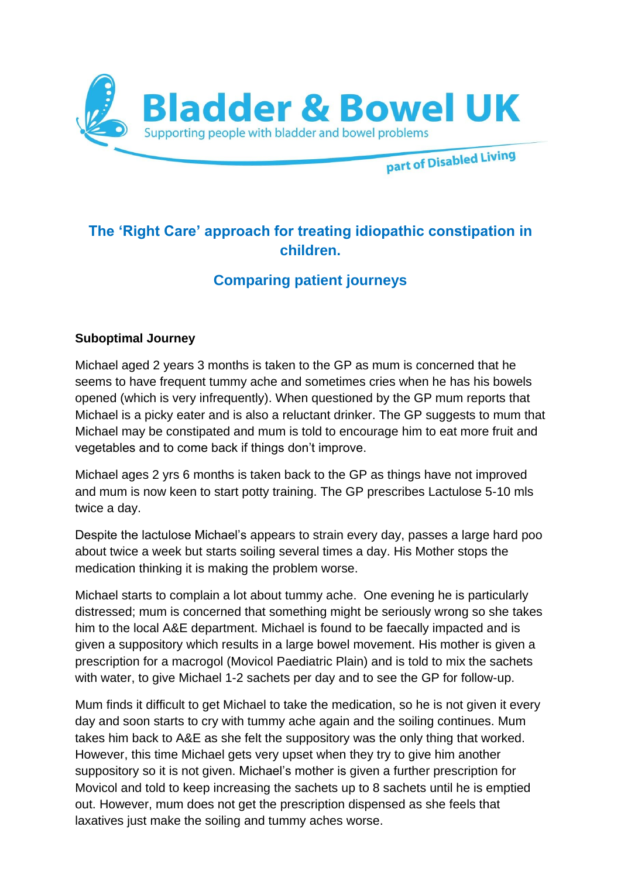Bladder & Bowel UK

Supporting people with bladder and bowel problems

part of Disabled Living

# The 'Right Care' approach for treating idiopathic constipation in children.

## Comparing patient journeys

**Suboptimal Journey**

Michael aged 2 years 3 months is taken to the GP as mum is concerned that he seems to have frequent tummy ache and sometimes cries when he has his bowels opened (which is very infrequently). When questioned by the GP mum reports that Michael is a picky eater and is also a reluctant drinker. The GP suggests to mum that Michael may be constipated and mum is told to encourage him to eat more fruit and vegetables and to come back if things don't improve.

Michael ages 2 yrs 6 months is taken back to the GP as things have not improved and mum is now keen to start potty training. The GP prescribes Lactulose 5-10 mls twice a day.

Despite the lactulose Michael's appears to strain every day, passes a large hard poo about twice a week but starts soiling several times a day. His Mother stops the medication thinking it is making the problem worse.

Michael starts to complain a lot about tummy ache. One evening he is particularly distressed; mum is concerned that something might be seriously wrong so she takes him to the local A&E department. Michael is found to be faecally impacted and is given a suppository which results in a large bowel movement. His mother is given a prescription for a macrogol (Movicol Paediatric Plain) and is told to mix the sachets with water, to give Michael 1-2 sachets per day and to see the GP for follow-up.

Mum finds it difficult to get Michael to take the medication, so he is not given it every day and soon starts to cry with tummy ache again and the soiling continues. Mum takes him back to A&E as she felt the suppository was the only thing that worked. However, this time Michael gets very upset when they try to give him another suppository so it is not given. Michael's mother is given a further prescription for Movicol and told to keep increasing the sachets up to 8 sachets until he is emptied out. However, mum does not get the prescription dispensed as she feels that laxatives just make the soiling and tummy aches worse.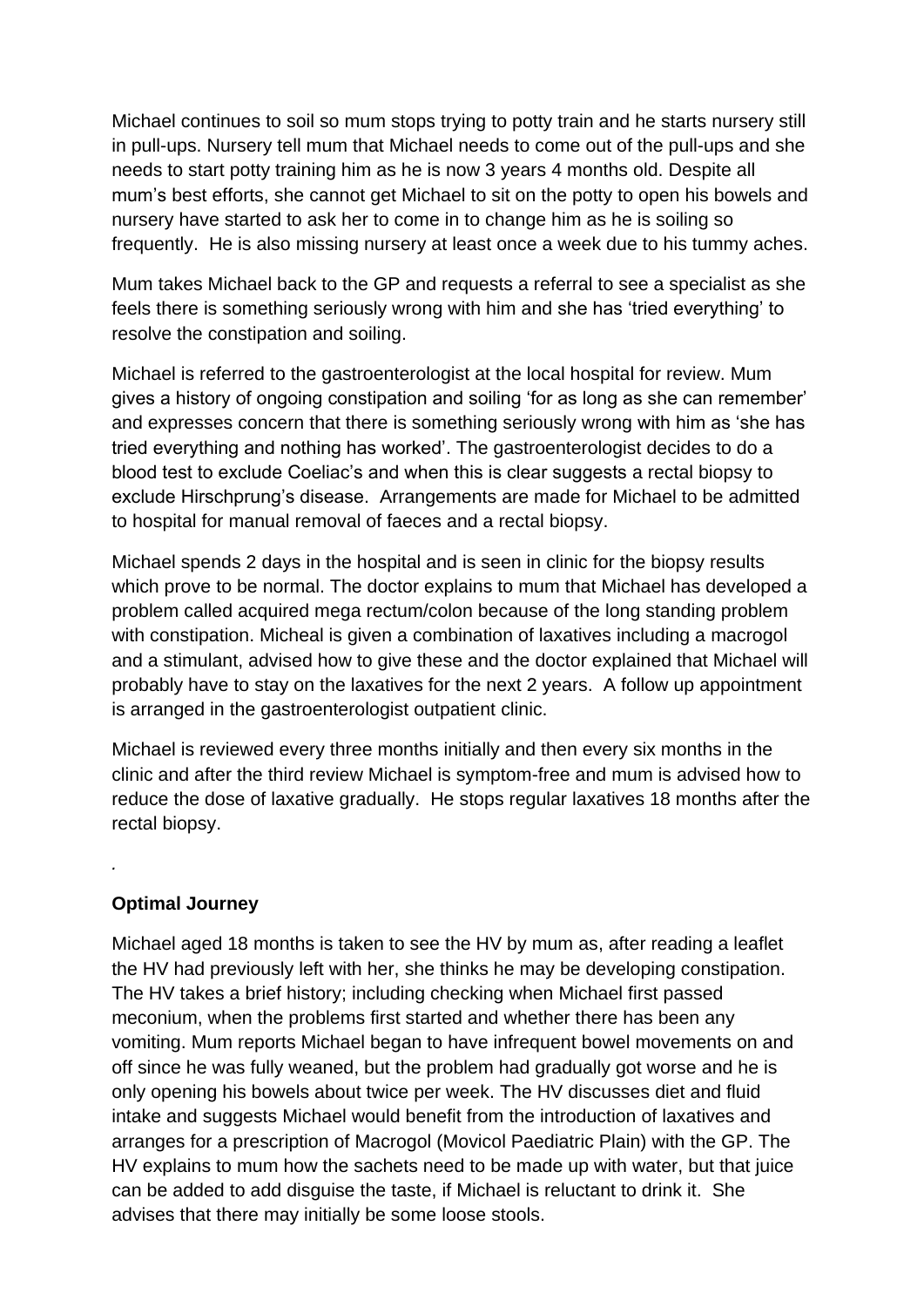Michael continues to soil so mum stops trying to potty train and he starts nursery still in pull-ups. Nursery tell mum that Michael needs to come out of the pull-ups and she needs to start potty training him as he is now 3 years 4 months old. Despite all mum's best efforts, she cannot get Michael to sit on the potty to open his bowels and nursery have started to ask her to come in to change him as he is soiling so frequently. He is also missing nursery at least once a week due to his tummy aches.

Mum takes Michael back to the GP and requests a referral to see a specialist as she feels there is something seriously wrong with him and she has 'tried everything' to resolve the constipation and soiling.

Michael is referred to the gastroenterologist at the local hospital for review. Mum gives a history of ongoing constipation and soiling 'for as long as she can remember' and expresses concern that there is something seriously wrong with him as 'she has tried everything and nothing has worked'. The gastroenterologist decides to do a blood test to exclude Coeliac's and when this is clear suggests a rectal biopsy to exclude Hirschprung's disease. Arrangements are made for Michael to be admitted to hospital for manual removal of faeces and a rectal biopsy.

Michael spends 2 days in the hospital and is seen in clinic for the biopsy results which prove to be normal. The doctor explains to mum that Michael has developed a problem called acquired mega rectum/colon because of the long standing problem with constipation. Micheal is given a combination of laxatives including a macrogol and a stimulant, advised how to give these and the doctor explained that Michael will probably have to stay on the laxatives for the next 2 years. A follow up appointment is arranged in the gastroenterologist outpatient clinic.

Michael is reviewed every three months initially and then every six months in the clinic and after the third review Michael is symptom-free and mum is advised how to reduce the dose of laxative gradually. He stops regular laxatives 18 months after the rectal biopsy.

.

**Optimal Journey**

Michael aged 18 months is taken to see the HV by mum as, after reading a leaflet the HV had previously left with her, she thinks he may be developing constipation. The HV takes a brief history; including checking when Michael first passed meconium, when the problems first started and whether there has been any vomiting. Mum reports Michael began to have infrequent bowel movements on and off since he was fully weaned, but the problem had gradually got worse and he is only opening his bowels about twice per week. The HV discusses diet and fluid intake and suggests Michael would benefit from the introduction of laxatives and arranges for a prescription of Macrogol (Movicol Paediatric Plain) with the GP. The HV explains to mum how the sachets need to be made up with water, but that juice can be added to add disguise the taste, if Michael is reluctant to drink it. She advises that there may initially be some loose stools.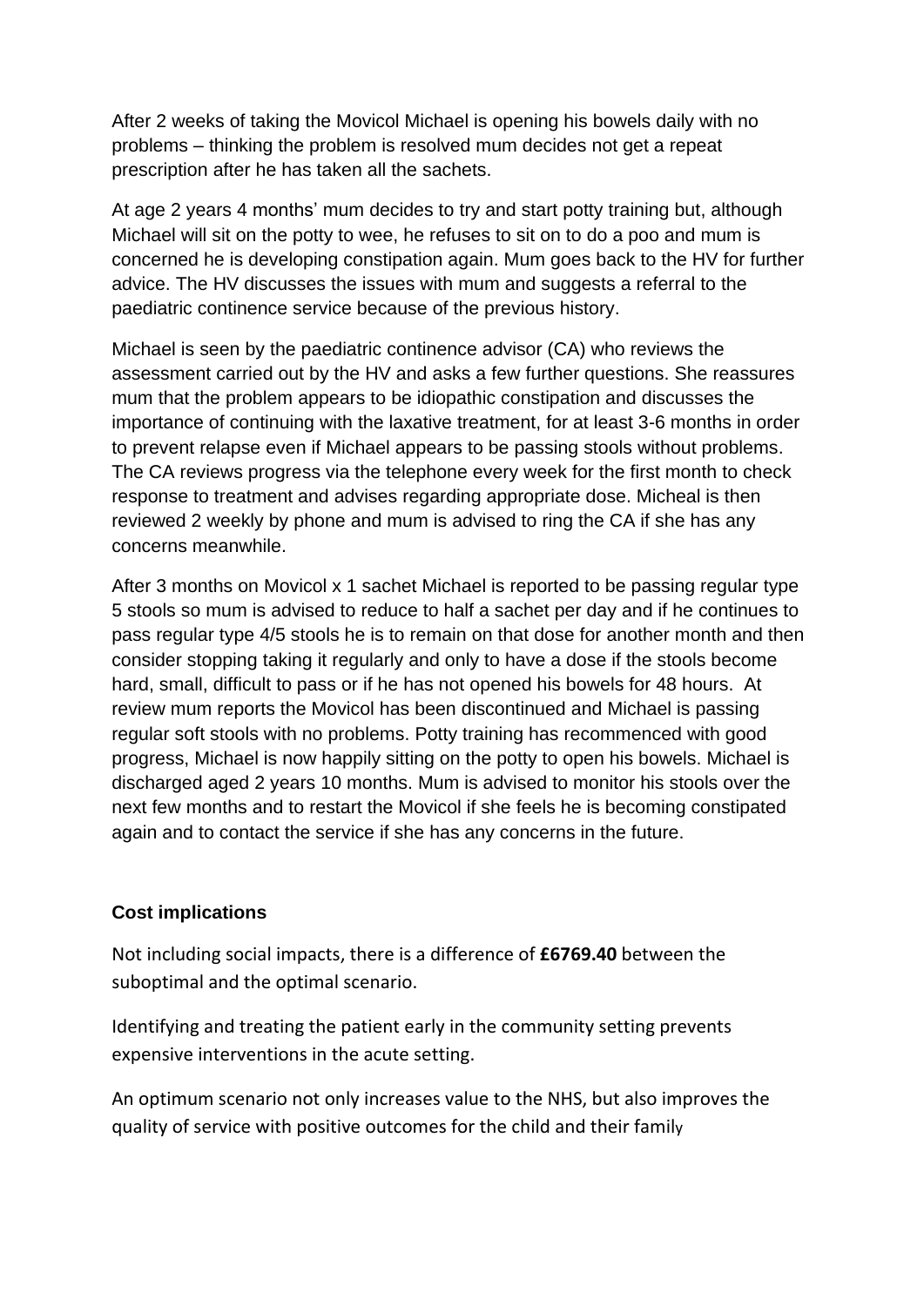After 2 weeks of taking the Movicol Michael is opening his bowels daily with no problems – thinking the problem is resolved mum decides not get a repeat prescription after he has taken all the sachets.

At age 2 years 4 months' mum decides to try and start potty training but, although Michael will sit on the potty to wee, he refuses to sit on to do a poo and mum is concerned he is developing constipation again. Mum goes back to the HV for further advice. The HV discusses the issues with mum and suggests a referral to the paediatric continence service because of the previous history.

Michael is seen by the paediatric continence advisor (CA) who reviews the assessment carried out by the HV and asks a few further questions. She reassures mum that the problem appears to be idiopathic constipation and discusses the importance of continuing with the laxative treatment, for at least 3-6 months in order to prevent relapse even if Michael appears to be passing stools without problems. The CA reviews progress via the telephone every week for the first month to check response to treatment and advises regarding appropriate dose. Micheal is then reviewed 2 weekly by phone and mum is advised to ring the CA if she has any concerns meanwhile.

After 3 months on Movicol x 1 sachet Michael is reported to be passing regular type 5 stools so mum is advised to reduce to half a sachet per day and if he continues to pass regular type 4/5 stools he is to remain on that dose for another month and then consider stopping taking it regularly and only to have a dose if the stools become hard, small, difficult to pass or if he has not opened his bowels for 48 hours. At review mum reports the Movicol has been discontinued and Michael is passing regular soft stools with no problems. Potty training has recommenced with good progress, Michael is now happily sitting on the potty to open his bowels. Michael is discharged aged 2 years 10 months. Mum is advised to monitor his stools over the next few months and to restart the Movicol if she feels he is becoming constipated again and to contact the service if she has any concerns in the future.

**Cost implications**

Not including social impacts, there is a difference of **£6769.40** between the suboptimal and the optimal scenario.

Identifying and treating the patient early in the community setting prevents expensive interventions in the acute setting.

An optimum scenario not only increases value to the NHS, but also improves the quality of service with positive outcomes for the child and their family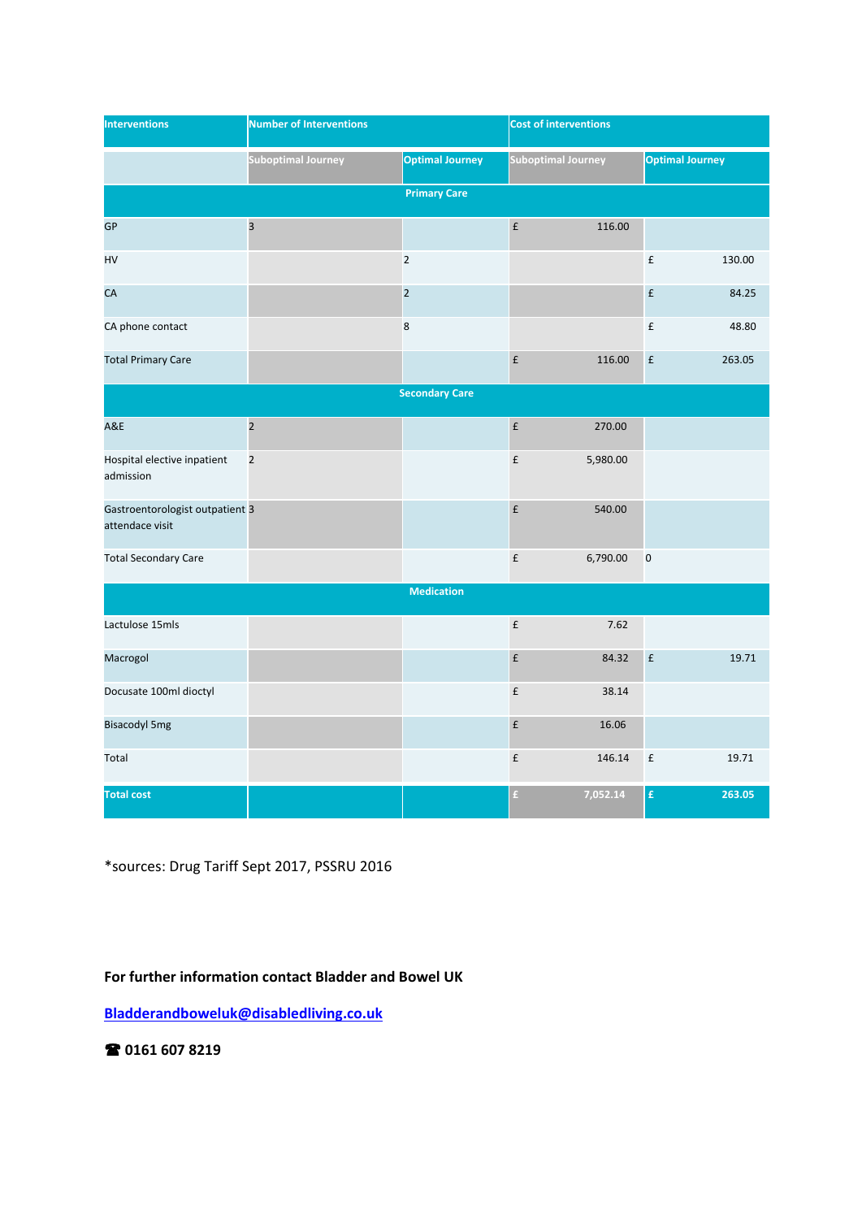| Interventions | Number of Interventions | | Cost of interventions | |
|---|---|---|---|---|
| | Suboptimal Journey | Optimal Journey | Suboptimal Journey | Optimal Journey |
| **Primary Care** | | | | |
| GP | 3 | | £ 116.00 | |
| HV | | 2 | | £ 130.00 |
| CA | | 2 | | £ 84.25 |
| CA phone contact | | 8 | | £ 48.80 |
| Total Primary Care | | | £ 116.00 | £ 263.05 |
| **Secondary Care** | | | | |
| A&E | 2 | | £ 270.00 | |
| Hospital elective inpatient admission | 2 | | £ 5,980.00 | |
| Gastroentorologist outpatient attendace visit | 3 | | £ 540.00 | |
| Total Secondary Care | | | £ 6,790.00 | 0 |
| **Medication** | | | | |
| Lactulose 15mls | | | £ 7.62 | |
| Macrogol | | | £ 84.32 | £ 19.71 |
| Docusate 100ml dioctyl | | | £ 38.14 | |
| Bisacodyl 5mg | | | £ 16.06 | |
| Total | | | £ 146.14 | £ 19.71 |
| **Total cost** | | | £ 7,052.14 | £ 263.05 |

*sources: Drug Tariff Sept 2017, PSSRU 2016

**For further information contact Bladder and Bowel UK**

**Bladderandboweluk@disabledliving.co.uk**

**☎ 0161 607 8219**